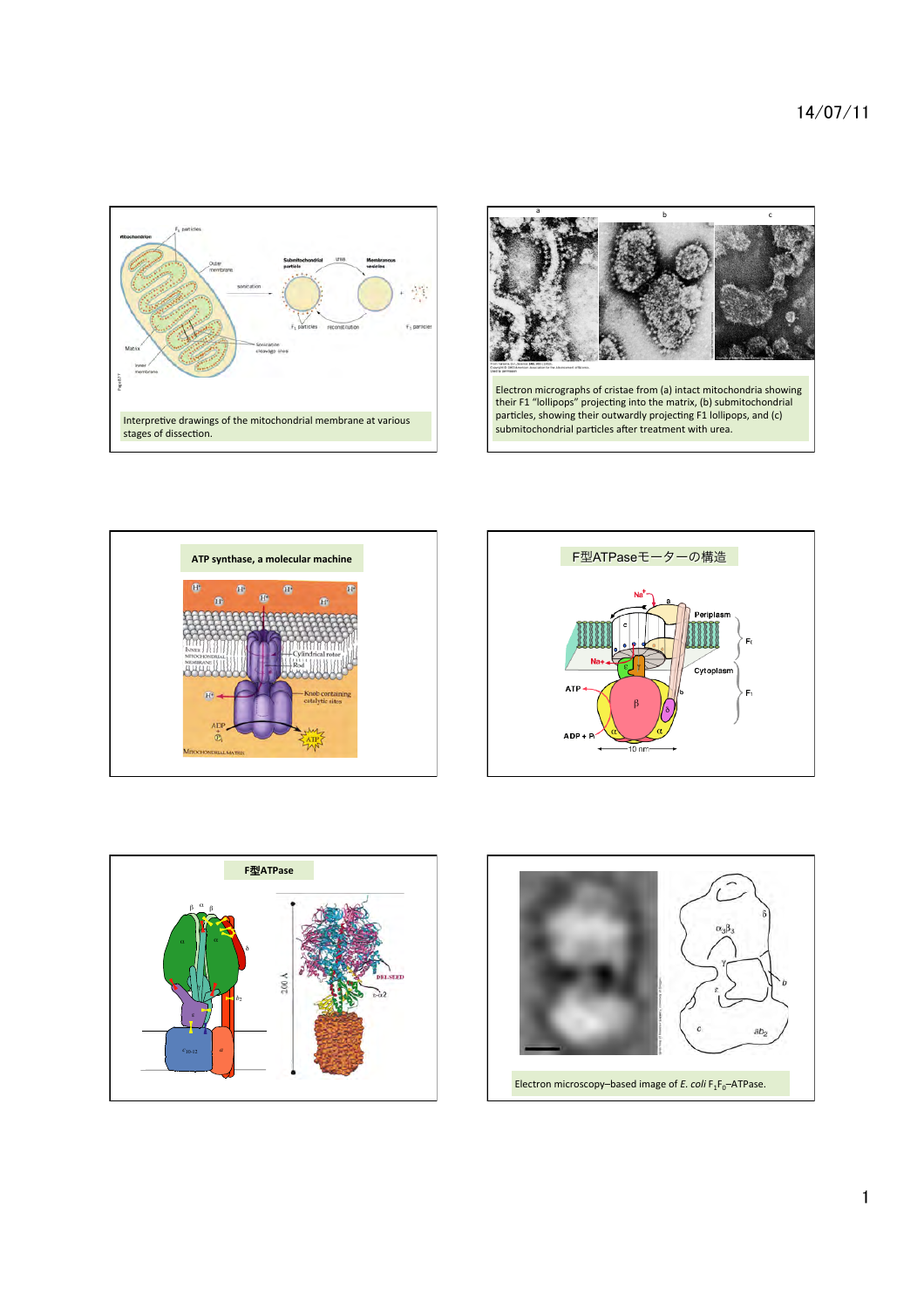Interpretive drawings of the mitochondrial membrane at various stages of dissection.

Electron micrographs of cristae from (a) intact mitochondria showing their F1 "lollipops" projecting into the matrix, (b) submitochondrial particles, showing their outwardly projecting F1 lollipops, and (c) submitochondrial particles after treatment with urea.

**ATP synthase, a molecular machine**

F型ATPaseモーターの構造

**F型ATPase**

Electron microscopy–based image of *E. coli* $F_1F_0$–ATPase.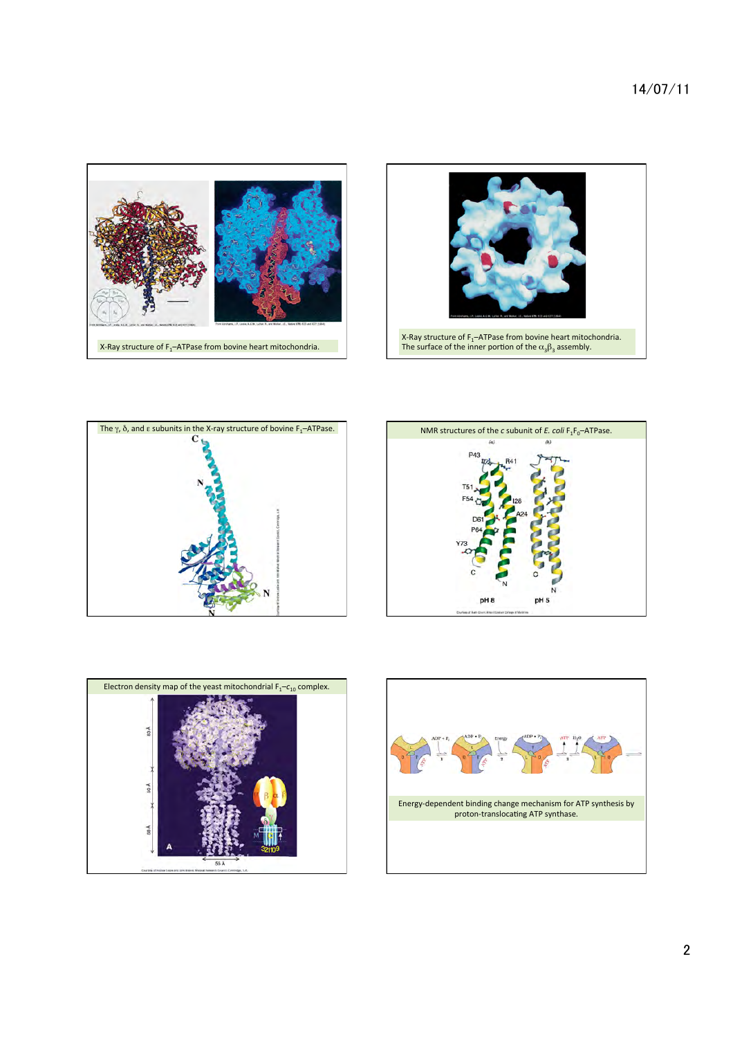X-Ray structure of $F_1$–ATPase from bovine heart mitochondria.

X-Ray structure of $F_1$–ATPase from bovine heart mitochondria. The surface of the inner portion of the $\alpha_3\beta_3$ assembly.

The γ, δ, and ε subunits in the X-ray structure of bovine $F_1$–ATPase.

NMR structures of the *c* subunit of *E. coli* $F_1F_0$–ATPase.

Electron density map of the yeast mitochondrial $F_1$–$c_{10}$ complex.

Energy-dependent binding change mechanism for ATP synthesis by proton-translocating ATP synthase.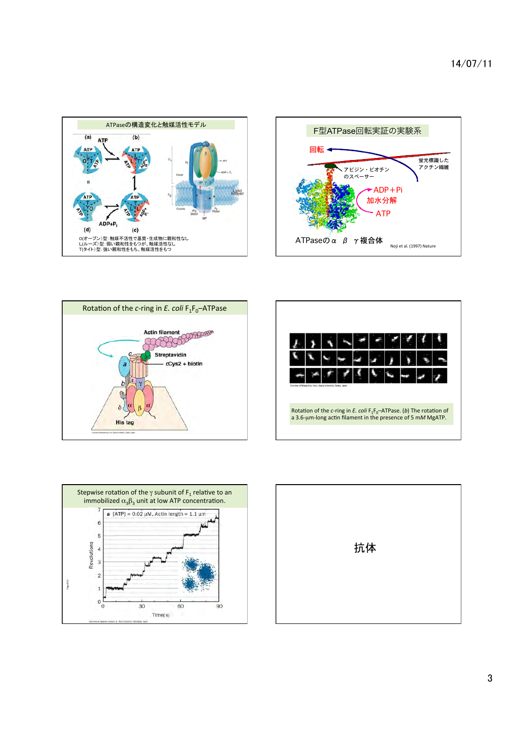## ATPaseの構造変化と触媒活性モデル

(a) ATP (b)

(d) ADP+P$_i$ (c)

O(オープン)型：触媒不活性で基質・生成物に親和性なし
L(ルーズ)型：弱い親和性をもつが、触媒活性なし
T(タイト)型：強い親和性をもち、触媒活性をもつ

## F型ATPase回転実証の実験系

回転

蛍光標識したアクチン繊維

アビジン・ビオチンのスペーサー

ADP＋Pi
加水分解
ATP

ATPaseの α β γ 複合体

Noji et al. (1997) Nature

## Rotation of the *c*-ring in *E. coli* $F_1F_0$–ATPase

Actin filament
Streptavidin
cCys2 + biotin
His tag

Rotation of the *c*-ring in *E. coli* $F_1F_0$–ATPase. (*b*) The rotation of a 3.6-μm-long actin filament in the presence of 5 m*M* MgATP.

## Stepwise rotation of the γ subunit of $F_1$ relative to an immobilized $\alpha_3\beta_3$ unit at low ATP concentration.

a [ATP] = 0.02 μM, Actin length = 1.1 μm

Revolutions

Time(s)

## 抗体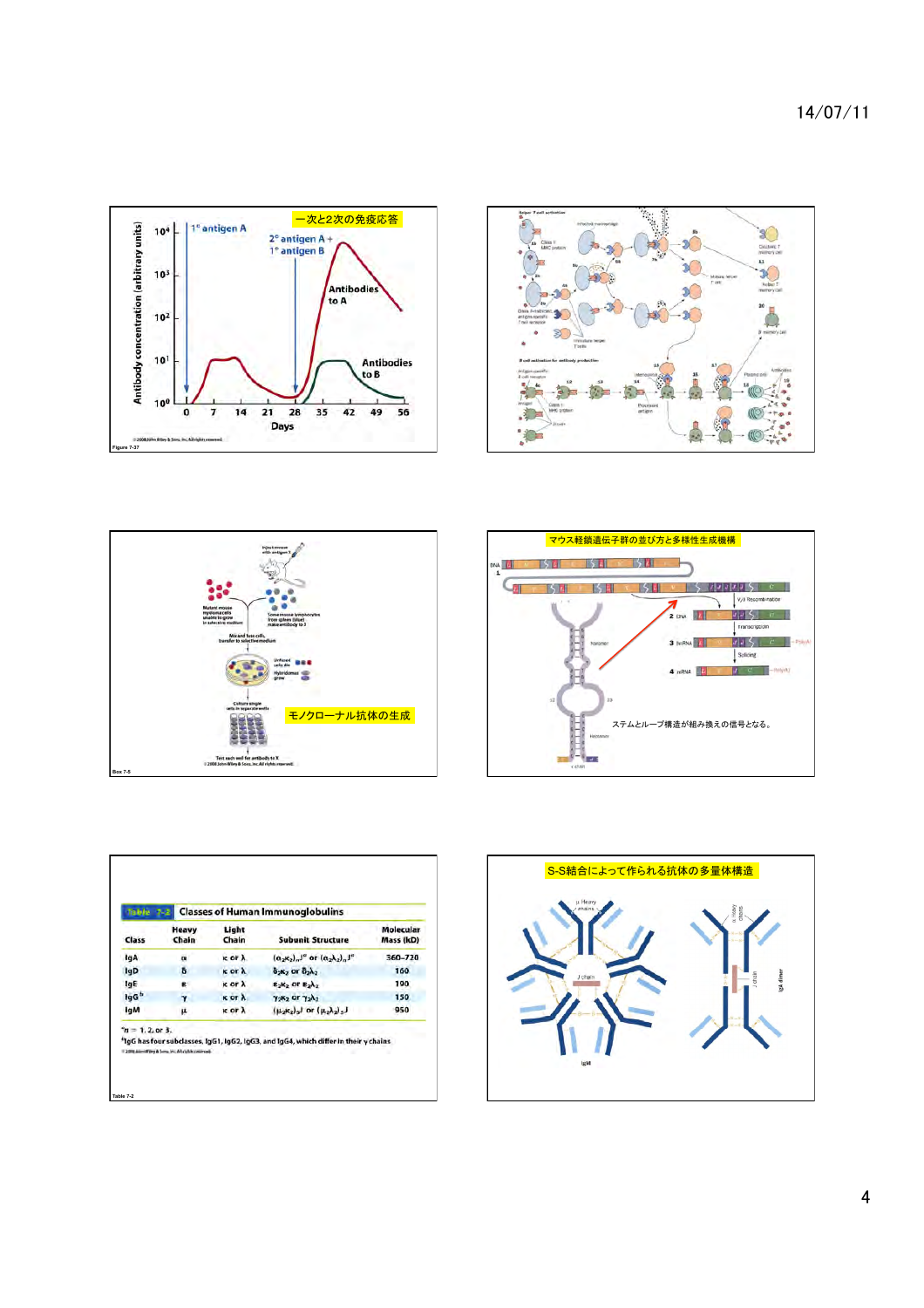## 一次と2次の免疫応答

Figure 7-37

## モノクローナル抗体の生成

Box 7-5

## マウス軽鎖遺伝子群の並び方と多様性生成機構

ステムとループ構造が組み換えの信号となる。

**Table 7-2 Classes of Human Immunoglobulins**

| Class | Heavy Chain | Light Chain | Subunit Structure | Molecular Mass (kD) |
|---|---|---|---|---|
| IgA | α | κ or λ | $(\alpha_2\kappa_2)_n J^a$ or $(\alpha_2\lambda_2)_n J^a$ | 360–720 |
| IgD | δ | κ or λ | $\delta_2\kappa_2$ or $\delta_2\lambda_2$ | 160 |
| IgE | ε | κ or λ | $\varepsilon_2\kappa_2$ or $\varepsilon_2\lambda_2$ | 190 |
| IgG[b] | γ | κ or λ | $\gamma_2\kappa_2$ or $\gamma_2\lambda_2$ | 150 |
| IgM | μ | κ or λ | $(\mu_2\kappa_2)_5 J$ or $(\mu_2\lambda_2)_5 J$ | 950 |

[a] $n$ = 1, 2, or 3.
[b] IgG has four subclasses, IgG1, IgG2, IgG3, and IgG4, which differ in their γ chains.

Table 7-2

## S-S結合によって作られる抗体の多量体構造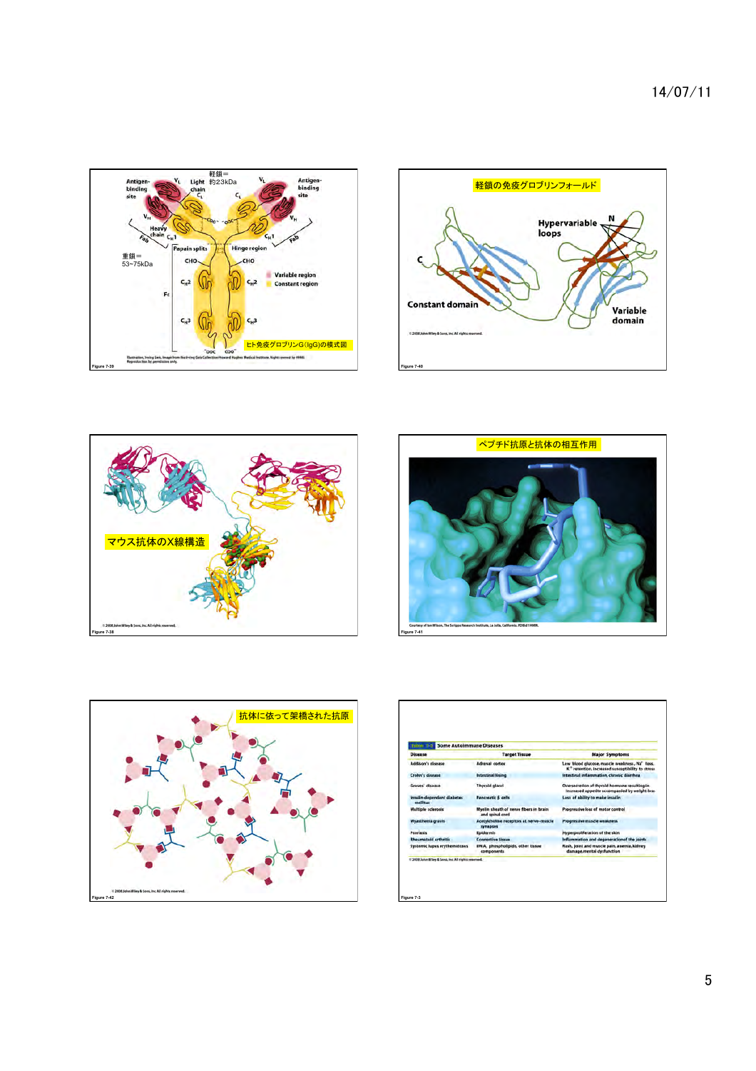Antigen-binding site

$V_L$

Light chain

軽鎖＝約23kDa

$C_L$

Antigen-binding site

$V_H$

Heavy chain

$C_H1$

Fab

重鎖＝53~75kDa

Papain splits

Hinge region

CHO

$C_H2$

Fc

$C_H3$

Variable region

Constant region

ヒト免疫グロブリンG(IgG)の模式図

Illustration, Irving Geis. Image from the Irving Geis Collection/Howard Hughes Medical Institute. Rights owned by HHMI. Reproduction by permission only.

Figure 7-39

軽鎖の免疫グロブリンフォールド

Hypervariable loops

N

C

Constant domain

Variable domain

© 2008 John Wiley & Sons, Inc. All rights reserved.

Figure 7-40

マウス抗体のX線構造

© 2008 John Wiley & Sons, Inc. All rights reserved.

Figure 7-38

ペプチド抗原と抗体の相互作用

Courtesy of Ian Wilson, The Scripps Research Institute, La Jolla, California. PDBid 1HHR.

Figure 7-41

抗体に依って架橋された抗原

© 2008 John Wiley & Sons, Inc. All rights reserved.

Figure 7-42

Table 7-3 Some Autoimmune Diseases

| Disease | Target Tissue | Major Symptoms |
|---|---|---|
| Addison's disease | Adrenal cortex | Low blood glucose, muscle weakness, $Na^+$ loss, $K^+$ retention, increased susceptibility to stress |
| Crohn's disease | Intestinal lining | Intestinal inflammation, chronic diarrhea |
| Graves' disease | Thyroid gland | Overproduction of thyroid hormone resulting in increased appetite accompanied by weight loss |
| Insulin-dependent diabetes mellitus | Pancreatic β cells | Loss of ability to make insulin |
| Multiple sclerosis | Myelin sheath of nerve fibers in brain and spinal cord | Progressive loss of motor control |
| Myasthenia gravis | Acetylcholine receptors at nerve–muscle synapses | Progressive muscle weakness |
| Psoriasis | Epidermis | Hyperproliferation of the skin |
| Rheumatoid arthritis | Connective tissue | Inflammation and degeneration of the joints |
| Systemic lupus erythematosus | DNA, phospholipids, other tissue components | Rash, joint and muscle pain, anemia, kidney damage, mental dysfunction |

© 2008 John Wiley & Sons, Inc. All rights reserved.

Figure 7-3